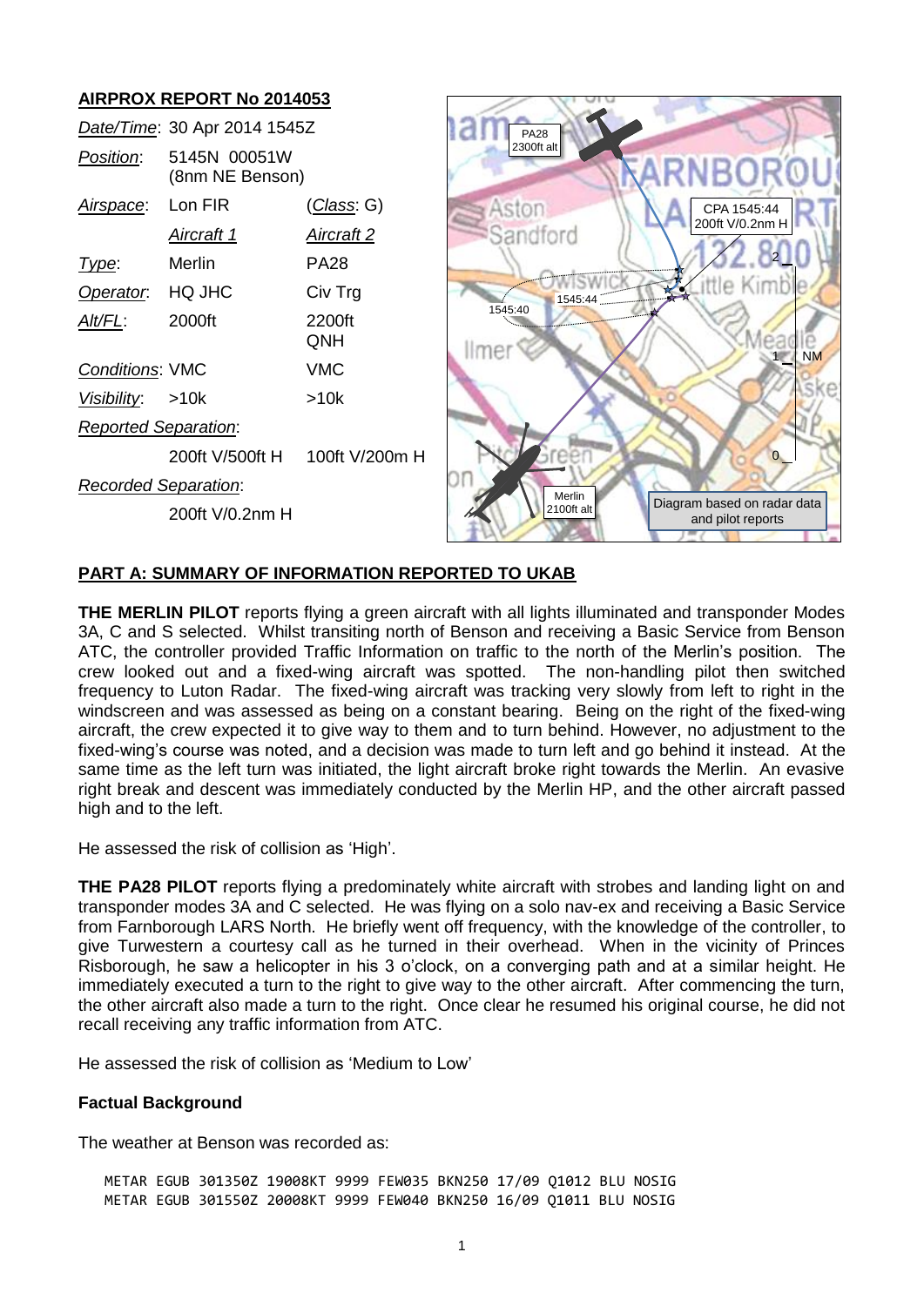## AIRPROX REPORT No 2014053

| | | |
|---|---|---|
| *Date/Time*: | 30 Apr 2014 1545Z | |
| *Position*: | 5145N 00051W (8nm NE Benson) | |
| *Airspace*: | Lon FIR | (*Class*: G) |
| | *Aircraft 1* | *Aircraft 2* |
| *Type*: | Merlin | PA28 |
| *Operator*: | HQ JHC | Civ Trg |
| *Alt/FL*: | 2000ft | 2200ft QNH |
| *Conditions*: | VMC | VMC |
| *Visibility*: | >10k | >10k |
| *Reported Separation*: | | |
| | 200ft V/500ft H | 100ft V/200m H |
| *Recorded Separation*: | | |
| | 200ft V/0.2nm H | |

PA28 2300ft alt

CPA 1545:44 200ft V/0.2nm H

1545:40

1545:44

Merlin 2100ft alt

Diagram based on radar data and pilot reports

## PART A: SUMMARY OF INFORMATION REPORTED TO UKAB

**THE MERLIN PILOT** reports flying a green aircraft with all lights illuminated and transponder Modes 3A, C and S selected. Whilst transiting north of Benson and receiving a Basic Service from Benson ATC, the controller provided Traffic Information on traffic to the north of the Merlin's position. The crew looked out and a fixed-wing aircraft was spotted. The non-handling pilot then switched frequency to Luton Radar. The fixed-wing aircraft was tracking very slowly from left to right in the windscreen and was assessed as being on a constant bearing. Being on the right of the fixed-wing aircraft, the crew expected it to give way to them and to turn behind. However, no adjustment to the fixed-wing's course was noted, and a decision was made to turn left and go behind it instead. At the same time as the left turn was initiated, the light aircraft broke right towards the Merlin. An evasive right break and descent was immediately conducted by the Merlin HP, and the other aircraft passed high and to the left.

He assessed the risk of collision as 'High'.

**THE PA28 PILOT** reports flying a predominately white aircraft with strobes and landing light on and transponder modes 3A and C selected. He was flying on a solo nav-ex and receiving a Basic Service from Farnborough LARS North. He briefly went off frequency, with the knowledge of the controller, to give Turwestern a courtesy call as he turned in their overhead. When in the vicinity of Princes Risborough, he saw a helicopter in his 3 o'clock, on a converging path and at a similar height. He immediately executed a turn to the right to give way to the other aircraft. After commencing the turn, the other aircraft also made a turn to the right. Once clear he resumed his original course, he did not recall receiving any traffic information from ATC.

He assessed the risk of collision as 'Medium to Low'

### Factual Background

The weather at Benson was recorded as:

```
METAR EGUB 301350Z 19008KT 9999 FEW035 BKN250 17/09 Q1012 BLU NOSIG
METAR EGUB 301550Z 20008KT 9999 FEW040 BKN250 16/09 Q1011 BLU NOSIG
```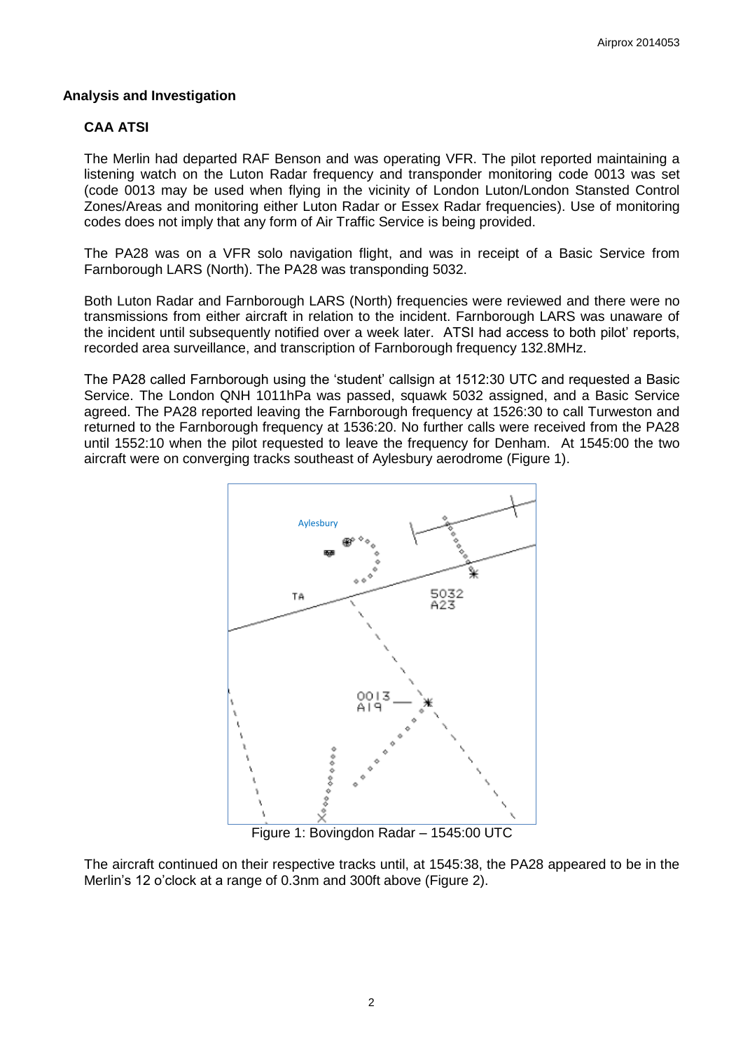## Analysis and Investigation

### CAA ATSI

The Merlin had departed RAF Benson and was operating VFR. The pilot reported maintaining a listening watch on the Luton Radar frequency and transponder monitoring code 0013 was set (code 0013 may be used when flying in the vicinity of London Luton/London Stansted Control Zones/Areas and monitoring either Luton Radar or Essex Radar frequencies). Use of monitoring codes does not imply that any form of Air Traffic Service is being provided.

The PA28 was on a VFR solo navigation flight, and was in receipt of a Basic Service from Farnborough LARS (North). The PA28 was transponding 5032.

Both Luton Radar and Farnborough LARS (North) frequencies were reviewed and there were no transmissions from either aircraft in relation to the incident. Farnborough LARS was unaware of the incident until subsequently notified over a week later. ATSI had access to both pilot' reports, recorded area surveillance, and transcription of Farnborough frequency 132.8MHz.

The PA28 called Farnborough using the 'student' callsign at 1512:30 UTC and requested a Basic Service. The London QNH 1011hPa was passed, squawk 5032 assigned, and a Basic Service agreed. The PA28 reported leaving the Farnborough frequency at 1526:30 to call Turweston and returned to the Farnborough frequency at 1536:20. No further calls were received from the PA28 until 1552:10 when the pilot requested to leave the frequency for Denham. At 1545:00 the two aircraft were on converging tracks southeast of Aylesbury aerodrome (Figure 1).

Figure 1: Bovingdon Radar – 1545:00 UTC

The aircraft continued on their respective tracks until, at 1545:38, the PA28 appeared to be in the Merlin's 12 o'clock at a range of 0.3nm and 300ft above (Figure 2).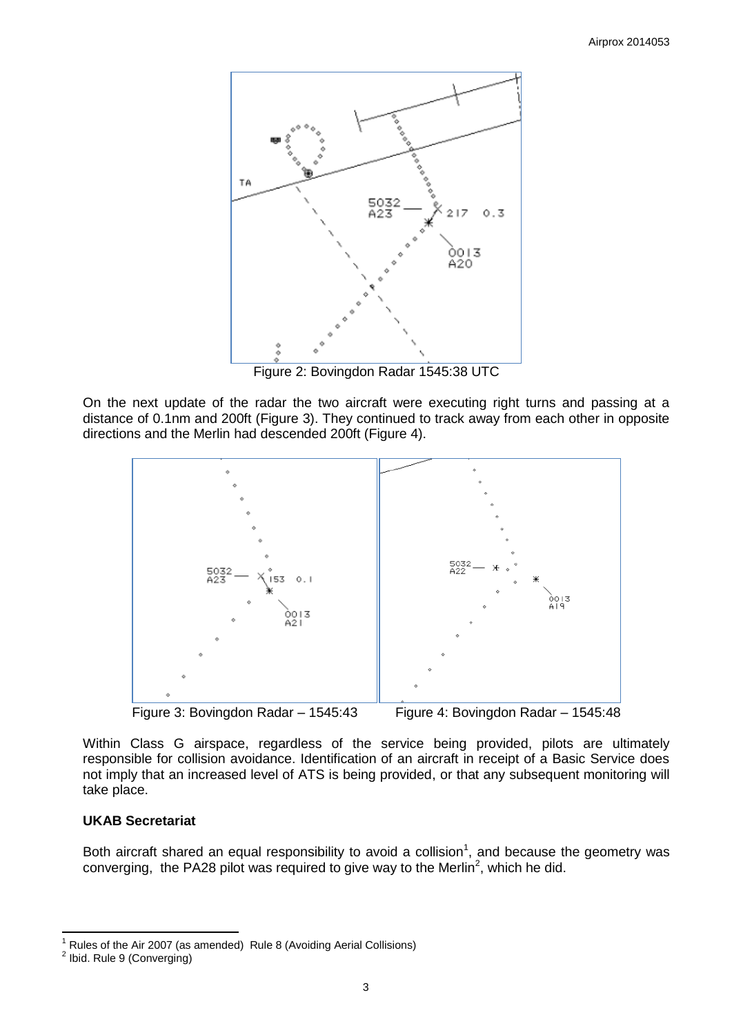Figure 2: Bovingdon Radar 1545:38 UTC

On the next update of the radar the two aircraft were executing right turns and passing at a distance of 0.1nm and 200ft (Figure 3). They continued to track away from each other in opposite directions and the Merlin had descended 200ft (Figure 4).

Figure 3: Bovingdon Radar – 1545:43

Figure 4: Bovingdon Radar – 1545:48

Within Class G airspace, regardless of the service being provided, pilots are ultimately responsible for collision avoidance. Identification of an aircraft in receipt of a Basic Service does not imply that an increased level of ATS is being provided, or that any subsequent monitoring will take place.

**UKAB Secretariat**

Both aircraft shared an equal responsibility to avoid a collision[1], and because the geometry was converging, the PA28 pilot was required to give way to the Merlin[2], which he did.

---

[1] Rules of the Air 2007 (as amended) Rule 8 (Avoiding Aerial Collisions)

[2] Ibid. Rule 9 (Converging)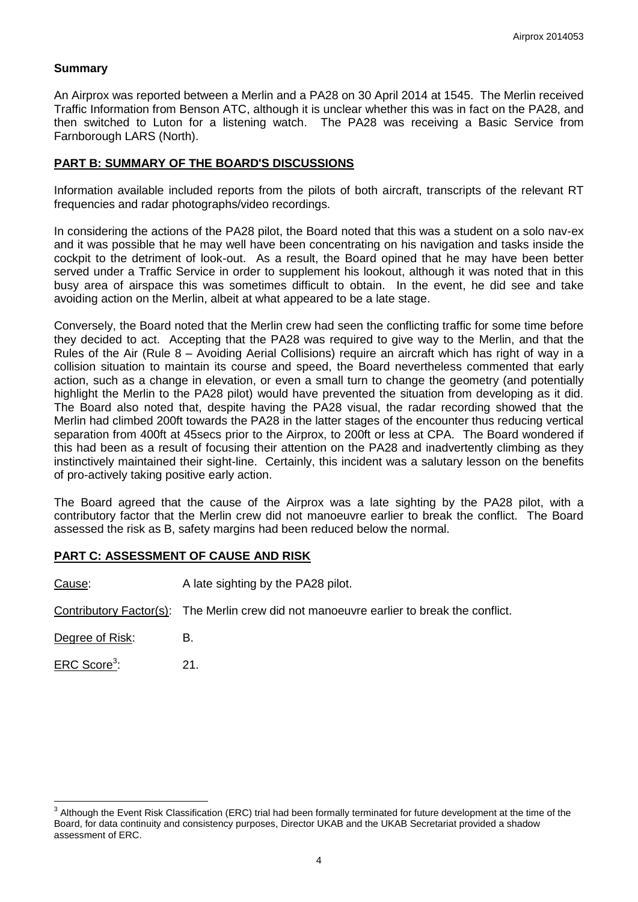**Summary**

An Airprox was reported between a Merlin and a PA28 on 30 April 2014 at 1545. The Merlin received Traffic Information from Benson ATC, although it is unclear whether this was in fact on the PA28, and then switched to Luton for a listening watch. The PA28 was receiving a Basic Service from Farnborough LARS (North).

**PART B: SUMMARY OF THE BOARD'S DISCUSSIONS**

Information available included reports from the pilots of both aircraft, transcripts of the relevant RT frequencies and radar photographs/video recordings.

In considering the actions of the PA28 pilot, the Board noted that this was a student on a solo nav-ex and it was possible that he may well have been concentrating on his navigation and tasks inside the cockpit to the detriment of look-out. As a result, the Board opined that he may have been better served under a Traffic Service in order to supplement his lookout, although it was noted that in this busy area of airspace this was sometimes difficult to obtain. In the event, he did see and take avoiding action on the Merlin, albeit at what appeared to be a late stage.

Conversely, the Board noted that the Merlin crew had seen the conflicting traffic for some time before they decided to act. Accepting that the PA28 was required to give way to the Merlin, and that the Rules of the Air (Rule 8 – Avoiding Aerial Collisions) require an aircraft which has right of way in a collision situation to maintain its course and speed, the Board nevertheless commented that early action, such as a change in elevation, or even a small turn to change the geometry (and potentially highlight the Merlin to the PA28 pilot) would have prevented the situation from developing as it did. The Board also noted that, despite having the PA28 visual, the radar recording showed that the Merlin had climbed 200ft towards the PA28 in the latter stages of the encounter thus reducing vertical separation from 400ft at 45secs prior to the Airprox, to 200ft or less at CPA. The Board wondered if this had been as a result of focusing their attention on the PA28 and inadvertently climbing as they instinctively maintained their sight-line. Certainly, this incident was a salutary lesson on the benefits of pro-actively taking positive early action.

The Board agreed that the cause of the Airprox was a late sighting by the PA28 pilot, with a contributory factor that the Merlin crew did not manoeuvre earlier to break the conflict. The Board assessed the risk as B, safety margins had been reduced below the normal.

**PART C: ASSESSMENT OF CAUSE AND RISK**

| | |
|---|---|
| Cause: | A late sighting by the PA28 pilot. |
| Contributory Factor(s): | The Merlin crew did not manoeuvre earlier to break the conflict. |
| Degree of Risk: | B. |
| ERC Score[3]: | 21. |

[3] Although the Event Risk Classification (ERC) trial had been formally terminated for future development at the time of the Board, for data continuity and consistency purposes, Director UKAB and the UKAB Secretariat provided a shadow assessment of ERC.